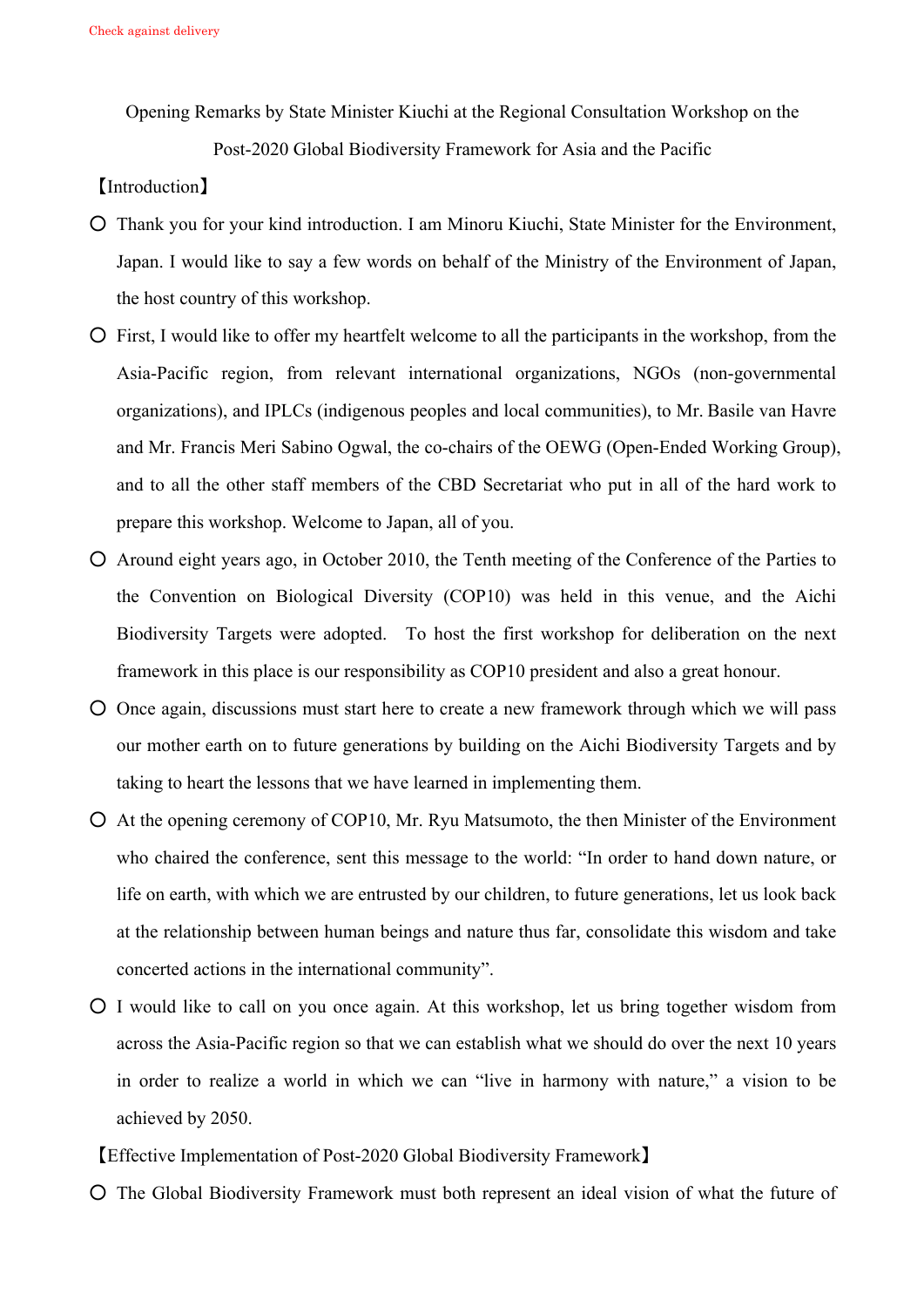Check against delivery

Opening Remarks by State Minister Kiuchi at the Regional Consultation Workshop on the Post-2020 Global Biodiversity Framework for Asia and the Pacific

【Introduction】

- Thank you for your kind introduction. I am Minoru Kiuchi, State Minister for the Environment, Japan. I would like to say a few words on behalf of the Ministry of the Environment of Japan, the host country of this workshop.
- First, I would like to offer my heartfelt welcome to all the participants in the workshop, from the Asia-Pacific region, from relevant international organizations, NGOs (non-governmental organizations), and IPLCs (indigenous peoples and local communities), to Mr. Basile van Havre and Mr. Francis Meri Sabino Ogwal, the co-chairs of the OEWG (Open-Ended Working Group), and to all the other staff members of the CBD Secretariat who put in all of the hard work to prepare this workshop. Welcome to Japan, all of you.
- Around eight years ago, in October 2010, the Tenth meeting of the Conference of the Parties to the Convention on Biological Diversity (COP10) was held in this venue, and the Aichi Biodiversity Targets were adopted. To host the first workshop for deliberation on the next framework in this place is our responsibility as COP10 president and also a great honour.
- Once again, discussions must start here to create a new framework through which we will pass our mother earth on to future generations by building on the Aichi Biodiversity Targets and by taking to heart the lessons that we have learned in implementing them.
- At the opening ceremony of COP10, Mr. Ryu Matsumoto, the then Minister of the Environment who chaired the conference, sent this message to the world: "In order to hand down nature, or life on earth, with which we are entrusted by our children, to future generations, let us look back at the relationship between human beings and nature thus far, consolidate this wisdom and take concerted actions in the international community".
- I would like to call on you once again. At this workshop, let us bring together wisdom from across the Asia-Pacific region so that we can establish what we should do over the next 10 years in order to realize a world in which we can "live in harmony with nature," a vision to be achieved by 2050.

【Effective Implementation of Post-2020 Global Biodiversity Framework】

- The Global Biodiversity Framework must both represent an ideal vision of what the future of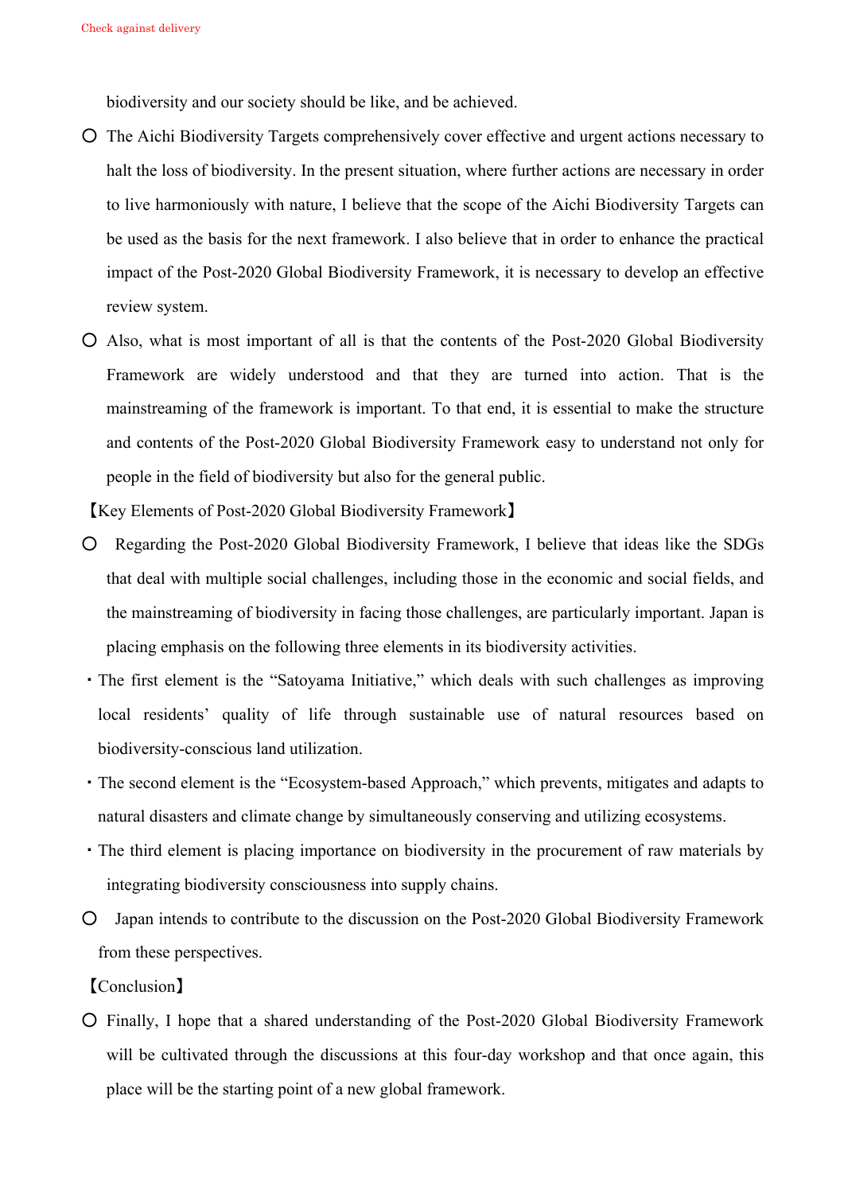biodiversity and our society should be like, and be achieved.

- ○ The Aichi Biodiversity Targets comprehensively cover effective and urgent actions necessary to halt the loss of biodiversity. In the present situation, where further actions are necessary in order to live harmoniously with nature, I believe that the scope of the Aichi Biodiversity Targets can be used as the basis for the next framework. I also believe that in order to enhance the practical impact of the Post-2020 Global Biodiversity Framework, it is necessary to develop an effective review system.
- ○ Also, what is most important of all is that the contents of the Post-2020 Global Biodiversity Framework are widely understood and that they are turned into action. That is the mainstreaming of the framework is important. To that end, it is essential to make the structure and contents of the Post-2020 Global Biodiversity Framework easy to understand not only for people in the field of biodiversity but also for the general public.

【Key Elements of Post-2020 Global Biodiversity Framework】

- ○ Regarding the Post-2020 Global Biodiversity Framework, I believe that ideas like the SDGs that deal with multiple social challenges, including those in the economic and social fields, and the mainstreaming of biodiversity in facing those challenges, are particularly important. Japan is placing emphasis on the following three elements in its biodiversity activities.

・The first element is the "Satoyama Initiative," which deals with such challenges as improving local residents' quality of life through sustainable use of natural resources based on biodiversity-conscious land utilization.

・The second element is the "Ecosystem-based Approach," which prevents, mitigates and adapts to natural disasters and climate change by simultaneously conserving and utilizing ecosystems.

・The third element is placing importance on biodiversity in the procurement of raw materials by integrating biodiversity consciousness into supply chains.

- ○ Japan intends to contribute to the discussion on the Post-2020 Global Biodiversity Framework from these perspectives.

【Conclusion】

- ○ Finally, I hope that a shared understanding of the Post-2020 Global Biodiversity Framework will be cultivated through the discussions at this four-day workshop and that once again, this place will be the starting point of a new global framework.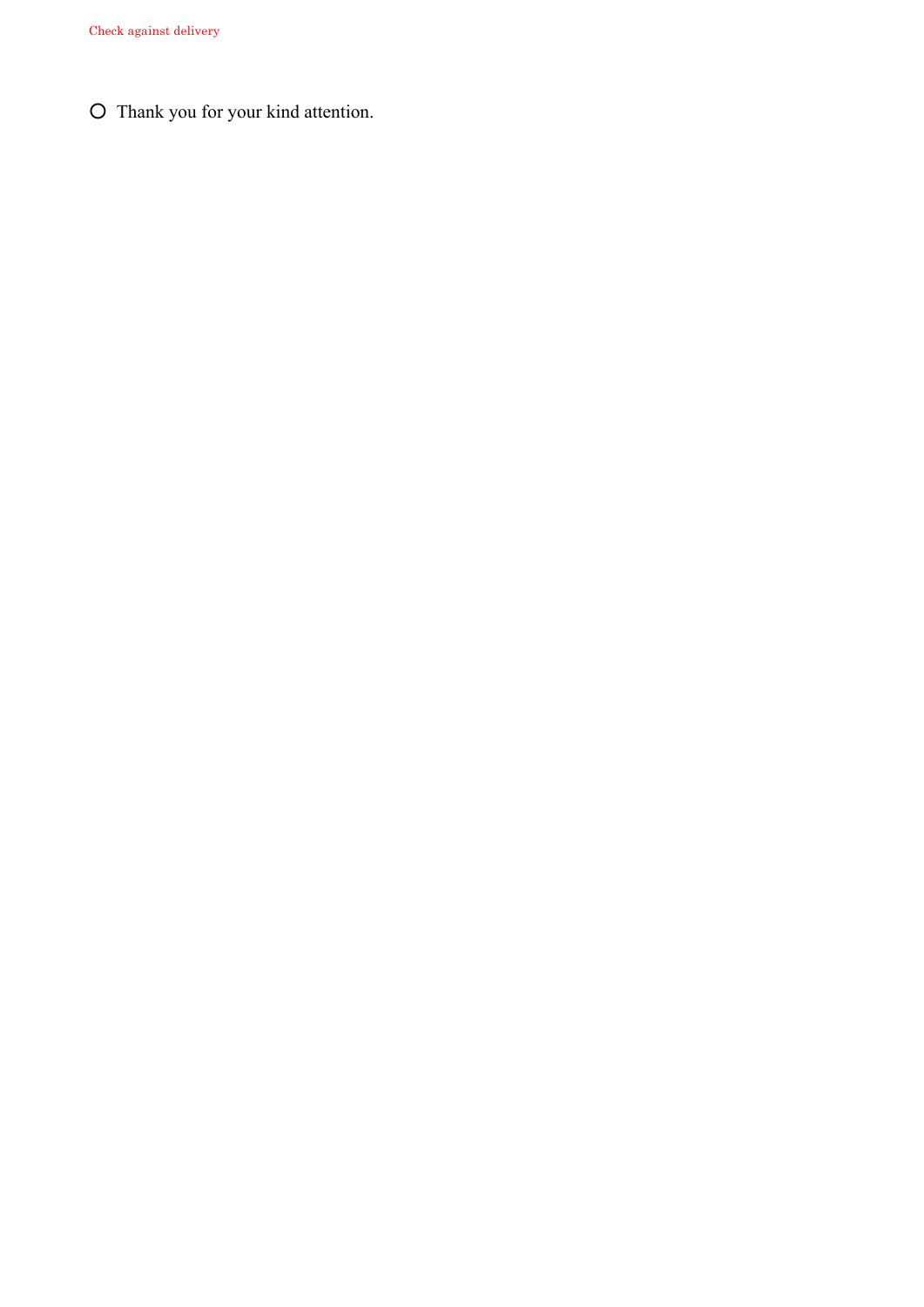○ Thank you for your kind attention.